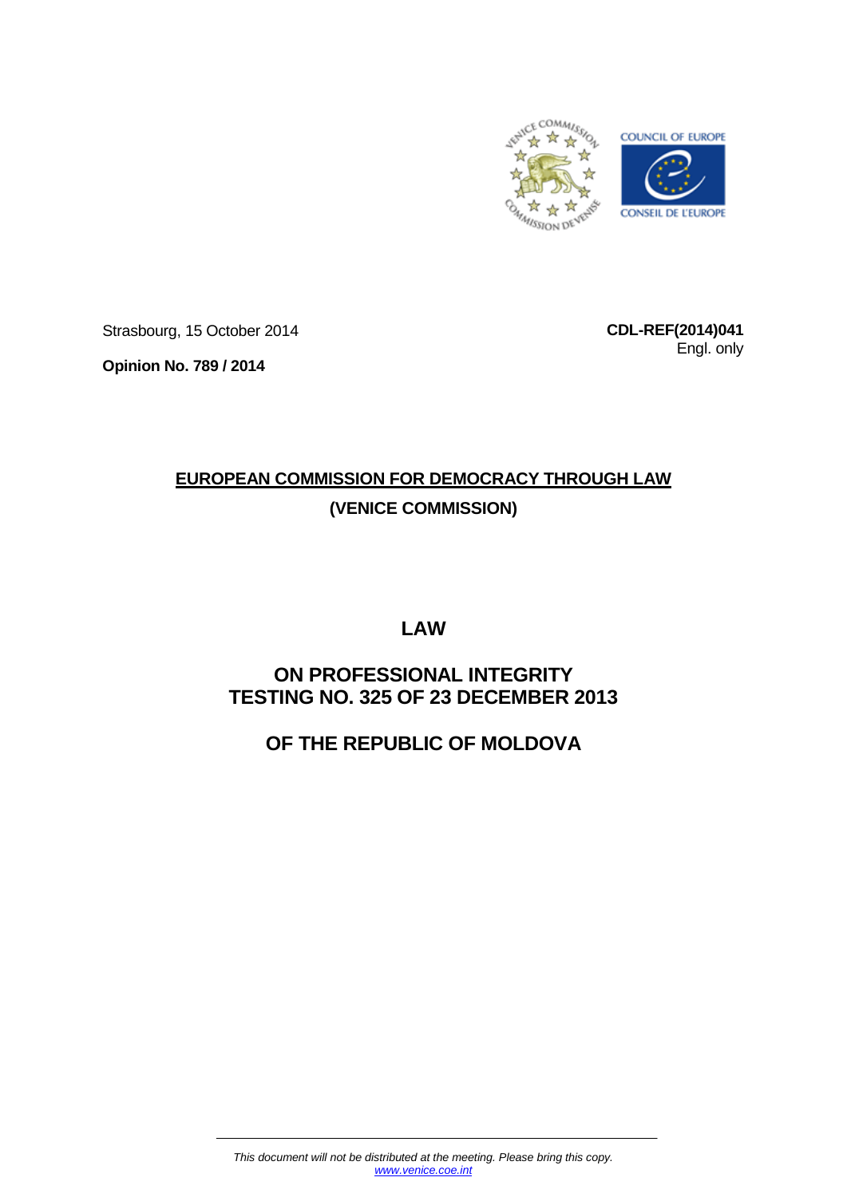Strasbourg, 15 October 2014

**CDL-REF(2014)041**
Engl. only

**Opinion No. 789 / 2014**

**EUROPEAN COMMISSION FOR DEMOCRACY THROUGH LAW**

**(VENICE COMMISSION)**

# LAW

# ON PROFESSIONAL INTEGRITY TESTING NO. 325 OF 23 DECEMBER 2013

# OF THE REPUBLIC OF MOLDOVA

*This document will not be distributed at the meeting. Please bring this copy.*
*www.venice.coe.int*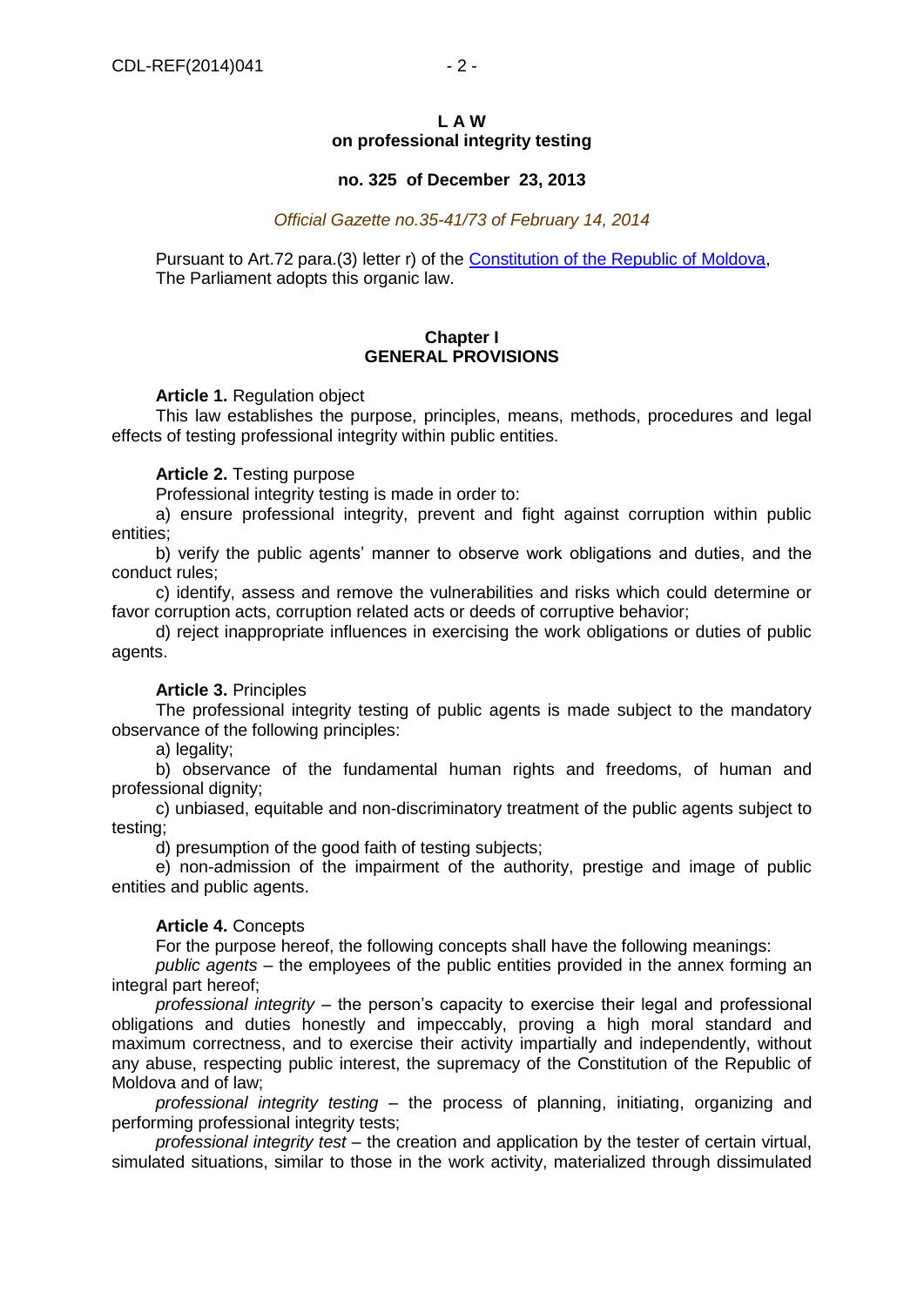**L A W**
**on professional integrity testing**

**no. 325 of December 23, 2013**

*Official Gazette no.35-41/73 of February 14, 2014*

Pursuant to Art.72 para.(3) letter r) of the Constitution of the Republic of Moldova, The Parliament adopts this organic law.

## Chapter I
## GENERAL PROVISIONS

**Article 1.** Regulation object

This law establishes the purpose, principles, means, methods, procedures and legal effects of testing professional integrity within public entities.

**Article 2.** Testing purpose

Professional integrity testing is made in order to:

a) ensure professional integrity, prevent and fight against corruption within public entities;

b) verify the public agents' manner to observe work obligations and duties, and the conduct rules;

c) identify, assess and remove the vulnerabilities and risks which could determine or favor corruption acts, corruption related acts or deeds of corruptive behavior;

d) reject inappropriate influences in exercising the work obligations or duties of public agents.

**Article 3.** Principles

The professional integrity testing of public agents is made subject to the mandatory observance of the following principles:

a) legality;

b) observance of the fundamental human rights and freedoms, of human and professional dignity;

c) unbiased, equitable and non-discriminatory treatment of the public agents subject to testing;

d) presumption of the good faith of testing subjects;

e) non-admission of the impairment of the authority, prestige and image of public entities and public agents.

**Article 4.** Concepts

For the purpose hereof, the following concepts shall have the following meanings:

*public agents* – the employees of the public entities provided in the annex forming an integral part hereof;

*professional integrity* – the person's capacity to exercise their legal and professional obligations and duties honestly and impeccably, proving a high moral standard and maximum correctness, and to exercise their activity impartially and independently, without any abuse, respecting public interest, the supremacy of the Constitution of the Republic of Moldova and of law;

*professional integrity testing* – the process of planning, initiating, organizing and performing professional integrity tests;

*professional integrity test* – the creation and application by the tester of certain virtual, simulated situations, similar to those in the work activity, materialized through dissimulated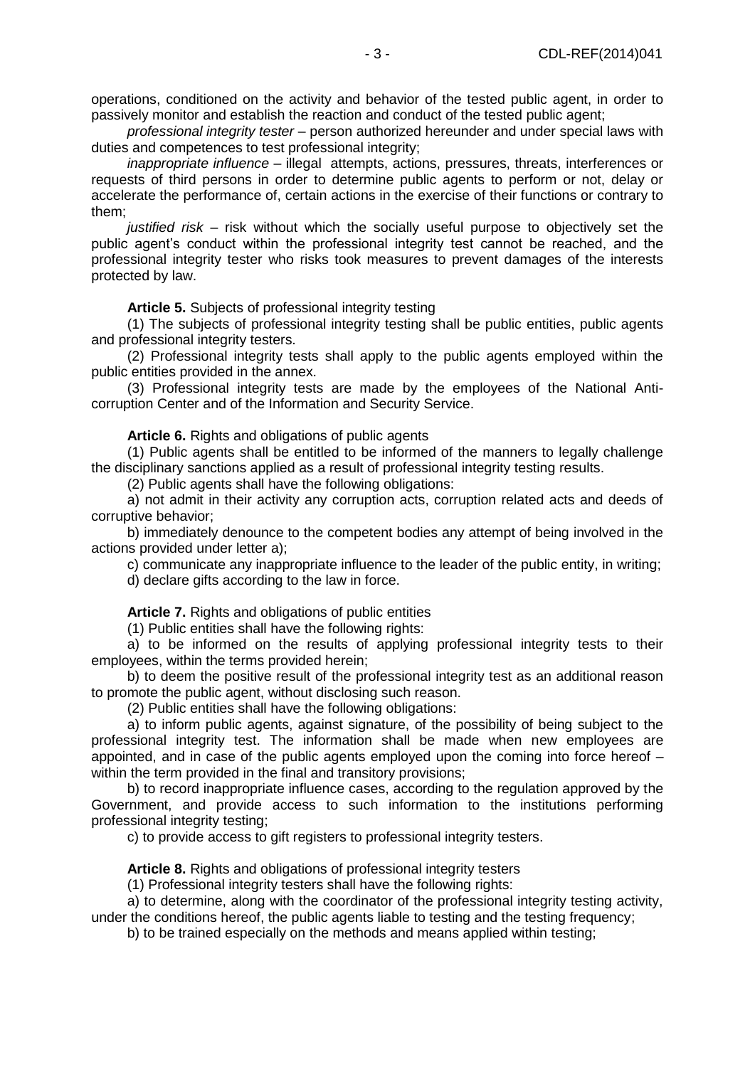operations, conditioned on the activity and behavior of the tested public agent, in order to passively monitor and establish the reaction and conduct of the tested public agent;

*professional integrity tester* – person authorized hereunder and under special laws with duties and competences to test professional integrity;

*inappropriate influence* – illegal attempts, actions, pressures, threats, interferences or requests of third persons in order to determine public agents to perform or not, delay or accelerate the performance of, certain actions in the exercise of their functions or contrary to them;

*justified risk* – risk without which the socially useful purpose to objectively set the public agent's conduct within the professional integrity test cannot be reached, and the professional integrity tester who risks took measures to prevent damages of the interests protected by law.

**Article 5.** Subjects of professional integrity testing

(1) The subjects of professional integrity testing shall be public entities, public agents and professional integrity testers.

(2) Professional integrity tests shall apply to the public agents employed within the public entities provided in the annex.

(3) Professional integrity tests are made by the employees of the National Anti-corruption Center and of the Information and Security Service.

**Article 6.** Rights and obligations of public agents

(1) Public agents shall be entitled to be informed of the manners to legally challenge the disciplinary sanctions applied as a result of professional integrity testing results.

(2) Public agents shall have the following obligations:

a) not admit in their activity any corruption acts, corruption related acts and deeds of corruptive behavior;

b) immediately denounce to the competent bodies any attempt of being involved in the actions provided under letter a);

c) communicate any inappropriate influence to the leader of the public entity, in writing;

d) declare gifts according to the law in force.

**Article 7.** Rights and obligations of public entities

(1) Public entities shall have the following rights:

a) to be informed on the results of applying professional integrity tests to their employees, within the terms provided herein;

b) to deem the positive result of the professional integrity test as an additional reason to promote the public agent, without disclosing such reason.

(2) Public entities shall have the following obligations:

a) to inform public agents, against signature, of the possibility of being subject to the professional integrity test. The information shall be made when new employees are appointed, and in case of the public agents employed upon the coming into force hereof – within the term provided in the final and transitory provisions;

b) to record inappropriate influence cases, according to the regulation approved by the Government, and provide access to such information to the institutions performing professional integrity testing;

c) to provide access to gift registers to professional integrity testers.

**Article 8.** Rights and obligations of professional integrity testers

(1) Professional integrity testers shall have the following rights:

a) to determine, along with the coordinator of the professional integrity testing activity, under the conditions hereof, the public agents liable to testing and the testing frequency;

b) to be trained especially on the methods and means applied within testing;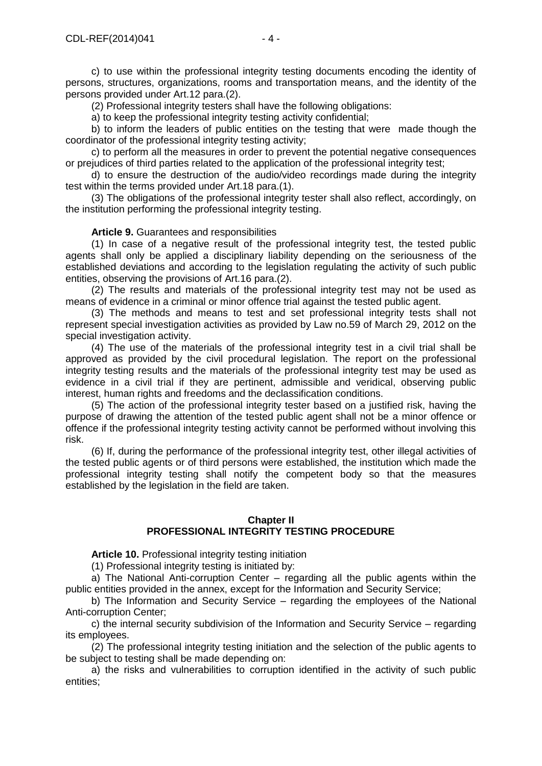c) to use within the professional integrity testing documents encoding the identity of persons, structures, organizations, rooms and transportation means, and the identity of the persons provided under Art.12 para.(2).

(2) Professional integrity testers shall have the following obligations:

a) to keep the professional integrity testing activity confidential;

b) to inform the leaders of public entities on the testing that were made though the coordinator of the professional integrity testing activity;

c) to perform all the measures in order to prevent the potential negative consequences or prejudices of third parties related to the application of the professional integrity test;

d) to ensure the destruction of the audio/video recordings made during the integrity test within the terms provided under Art.18 para.(1).

(3) The obligations of the professional integrity tester shall also reflect, accordingly, on the institution performing the professional integrity testing.

**Article 9.** Guarantees and responsibilities

(1) In case of a negative result of the professional integrity test, the tested public agents shall only be applied a disciplinary liability depending on the seriousness of the established deviations and according to the legislation regulating the activity of such public entities, observing the provisions of Art.16 para.(2).

(2) The results and materials of the professional integrity test may not be used as means of evidence in a criminal or minor offence trial against the tested public agent.

(3) The methods and means to test and set professional integrity tests shall not represent special investigation activities as provided by Law no.59 of March 29, 2012 on the special investigation activity.

(4) The use of the materials of the professional integrity test in a civil trial shall be approved as provided by the civil procedural legislation. The report on the professional integrity testing results and the materials of the professional integrity test may be used as evidence in a civil trial if they are pertinent, admissible and veridical, observing public interest, human rights and freedoms and the declassification conditions.

(5) The action of the professional integrity tester based on a justified risk, having the purpose of drawing the attention of the tested public agent shall not be a minor offence or offence if the professional integrity testing activity cannot be performed without involving this risk.

(6) If, during the performance of the professional integrity test, other illegal activities of the tested public agents or of third persons were established, the institution which made the professional integrity testing shall notify the competent body so that the measures established by the legislation in the field are taken.

## Chapter II
## PROFESSIONAL INTEGRITY TESTING PROCEDURE

**Article 10.** Professional integrity testing initiation

(1) Professional integrity testing is initiated by:

a) The National Anti-corruption Center – regarding all the public agents within the public entities provided in the annex, except for the Information and Security Service;

b) The Information and Security Service – regarding the employees of the National Anti-corruption Center;

c) the internal security subdivision of the Information and Security Service – regarding its employees.

(2) The professional integrity testing initiation and the selection of the public agents to be subject to testing shall be made depending on:

a) the risks and vulnerabilities to corruption identified in the activity of such public entities;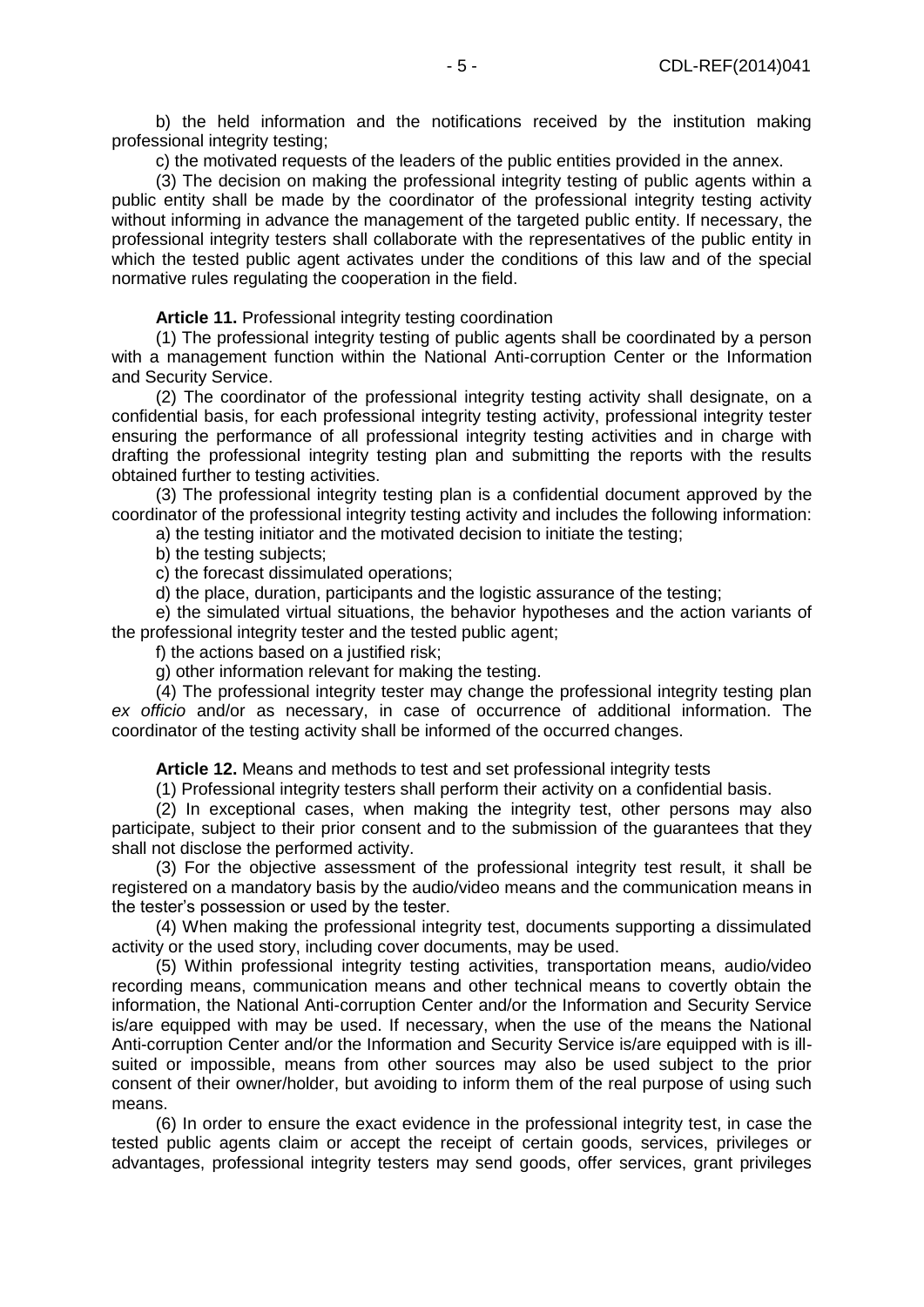b) the held information and the notifications received by the institution making professional integrity testing;

c) the motivated requests of the leaders of the public entities provided in the annex.

(3) The decision on making the professional integrity testing of public agents within a public entity shall be made by the coordinator of the professional integrity testing activity without informing in advance the management of the targeted public entity. If necessary, the professional integrity testers shall collaborate with the representatives of the public entity in which the tested public agent activates under the conditions of this law and of the special normative rules regulating the cooperation in the field.

**Article 11.** Professional integrity testing coordination

(1) The professional integrity testing of public agents shall be coordinated by a person with a management function within the National Anti-corruption Center or the Information and Security Service.

(2) The coordinator of the professional integrity testing activity shall designate, on a confidential basis, for each professional integrity testing activity, professional integrity tester ensuring the performance of all professional integrity testing activities and in charge with drafting the professional integrity testing plan and submitting the reports with the results obtained further to testing activities.

(3) The professional integrity testing plan is a confidential document approved by the coordinator of the professional integrity testing activity and includes the following information:

a) the testing initiator and the motivated decision to initiate the testing;

b) the testing subjects;

c) the forecast dissimulated operations;

d) the place, duration, participants and the logistic assurance of the testing;

e) the simulated virtual situations, the behavior hypotheses and the action variants of the professional integrity tester and the tested public agent;

f) the actions based on a justified risk;

g) other information relevant for making the testing.

(4) The professional integrity tester may change the professional integrity testing plan *ex officio* and/or as necessary, in case of occurrence of additional information. The coordinator of the testing activity shall be informed of the occurred changes.

**Article 12.** Means and methods to test and set professional integrity tests

(1) Professional integrity testers shall perform their activity on a confidential basis.

(2) In exceptional cases, when making the integrity test, other persons may also participate, subject to their prior consent and to the submission of the guarantees that they shall not disclose the performed activity.

(3) For the objective assessment of the professional integrity test result, it shall be registered on a mandatory basis by the audio/video means and the communication means in the tester's possession or used by the tester.

(4) When making the professional integrity test, documents supporting a dissimulated activity or the used story, including cover documents, may be used.

(5) Within professional integrity testing activities, transportation means, audio/video recording means, communication means and other technical means to covertly obtain the information, the National Anti-corruption Center and/or the Information and Security Service is/are equipped with may be used. If necessary, when the use of the means the National Anti-corruption Center and/or the Information and Security Service is/are equipped with is ill-suited or impossible, means from other sources may also be used subject to the prior consent of their owner/holder, but avoiding to inform them of the real purpose of using such means.

(6) In order to ensure the exact evidence in the professional integrity test, in case the tested public agents claim or accept the receipt of certain goods, services, privileges or advantages, professional integrity testers may send goods, offer services, grant privileges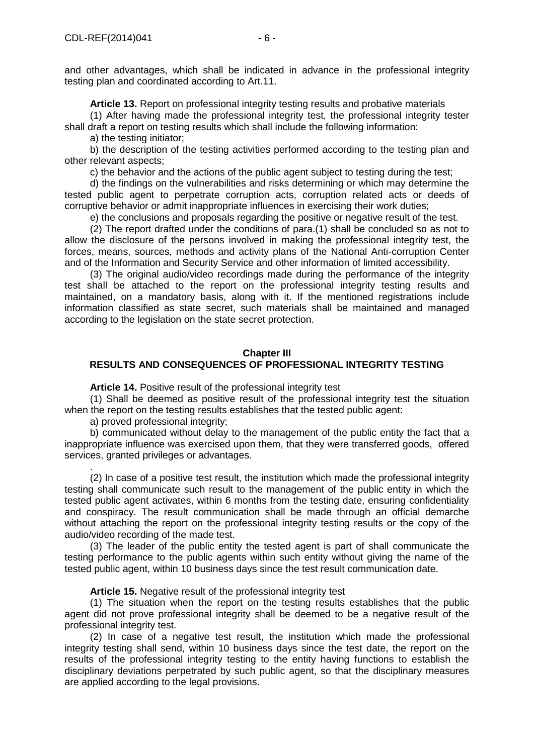and other advantages, which shall be indicated in advance in the professional integrity testing plan and coordinated according to Art.11.

**Article 13.** Report on professional integrity testing results and probative materials

(1) After having made the professional integrity test, the professional integrity tester shall draft a report on testing results which shall include the following information:

a) the testing initiator;

b) the description of the testing activities performed according to the testing plan and other relevant aspects;

c) the behavior and the actions of the public agent subject to testing during the test;

d) the findings on the vulnerabilities and risks determining or which may determine the tested public agent to perpetrate corruption acts, corruption related acts or deeds of corruptive behavior or admit inappropriate influences in exercising their work duties;

e) the conclusions and proposals regarding the positive or negative result of the test.

(2) The report drafted under the conditions of para.(1) shall be concluded so as not to allow the disclosure of the persons involved in making the professional integrity test, the forces, means, sources, methods and activity plans of the National Anti-corruption Center and of the Information and Security Service and other information of limited accessibility.

(3) The original audio/video recordings made during the performance of the integrity test shall be attached to the report on the professional integrity testing results and maintained, on a mandatory basis, along with it. If the mentioned registrations include information classified as state secret, such materials shall be maintained and managed according to the legislation on the state secret protection.

## Chapter III
## RESULTS AND CONSEQUENCES OF PROFESSIONAL INTEGRITY TESTING

**Article 14.** Positive result of the professional integrity test

(1) Shall be deemed as positive result of the professional integrity test the situation when the report on the testing results establishes that the tested public agent:

a) proved professional integrity;

b) communicated without delay to the management of the public entity the fact that a inappropriate influence was exercised upon them, that they were transferred goods, offered services, granted privileges or advantages.

.

(2) In case of a positive test result, the institution which made the professional integrity testing shall communicate such result to the management of the public entity in which the tested public agent activates, within 6 months from the testing date, ensuring confidentiality and conspiracy. The result communication shall be made through an official demarche without attaching the report on the professional integrity testing results or the copy of the audio/video recording of the made test.

(3) The leader of the public entity the tested agent is part of shall communicate the testing performance to the public agents within such entity without giving the name of the tested public agent, within 10 business days since the test result communication date.

**Article 15.** Negative result of the professional integrity test

(1) The situation when the report on the testing results establishes that the public agent did not prove professional integrity shall be deemed to be a negative result of the professional integrity test.

(2) In case of a negative test result, the institution which made the professional integrity testing shall send, within 10 business days since the test date, the report on the results of the professional integrity testing to the entity having functions to establish the disciplinary deviations perpetrated by such public agent, so that the disciplinary measures are applied according to the legal provisions.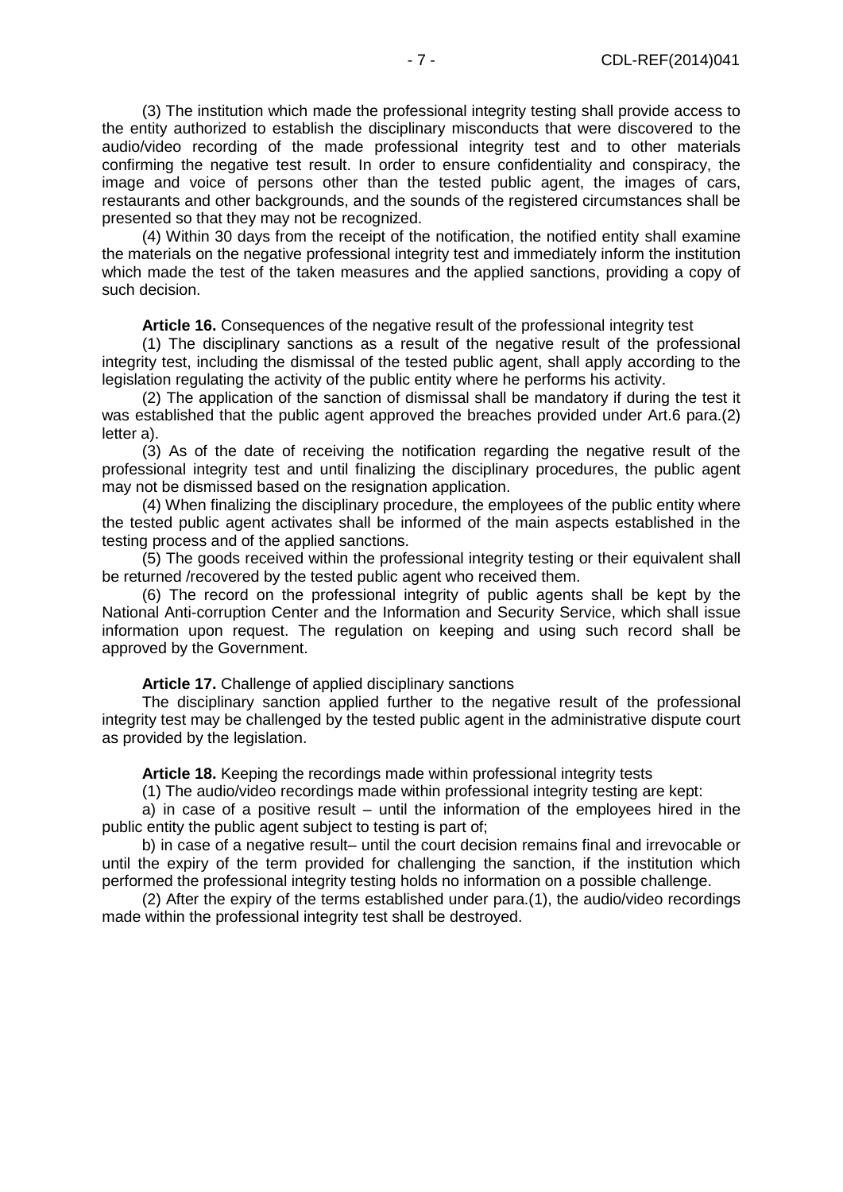(3) The institution which made the professional integrity testing shall provide access to the entity authorized to establish the disciplinary misconducts that were discovered to the audio/video recording of the made professional integrity test and to other materials confirming the negative test result. In order to ensure confidentiality and conspiracy, the image and voice of persons other than the tested public agent, the images of cars, restaurants and other backgrounds, and the sounds of the registered circumstances shall be presented so that they may not be recognized.

(4) Within 30 days from the receipt of the notification, the notified entity shall examine the materials on the negative professional integrity test and immediately inform the institution which made the test of the taken measures and the applied sanctions, providing a copy of such decision.

**Article 16.** Consequences of the negative result of the professional integrity test

(1) The disciplinary sanctions as a result of the negative result of the professional integrity test, including the dismissal of the tested public agent, shall apply according to the legislation regulating the activity of the public entity where he performs his activity.

(2) The application of the sanction of dismissal shall be mandatory if during the test it was established that the public agent approved the breaches provided under Art.6 para.(2) letter a).

(3) As of the date of receiving the notification regarding the negative result of the professional integrity test and until finalizing the disciplinary procedures, the public agent may not be dismissed based on the resignation application.

(4) When finalizing the disciplinary procedure, the employees of the public entity where the tested public agent activates shall be informed of the main aspects established in the testing process and of the applied sanctions.

(5) The goods received within the professional integrity testing or their equivalent shall be returned /recovered by the tested public agent who received them.

(6) The record on the professional integrity of public agents shall be kept by the National Anti-corruption Center and the Information and Security Service, which shall issue information upon request. The regulation on keeping and using such record shall be approved by the Government.

**Article 17.** Challenge of applied disciplinary sanctions

The disciplinary sanction applied further to the negative result of the professional integrity test may be challenged by the tested public agent in the administrative dispute court as provided by the legislation.

**Article 18.** Keeping the recordings made within professional integrity tests

(1) The audio/video recordings made within professional integrity testing are kept:

a) in case of a positive result – until the information of the employees hired in the public entity the public agent subject to testing is part of;

b) in case of a negative result– until the court decision remains final and irrevocable or until the expiry of the term provided for challenging the sanction, if the institution which performed the professional integrity testing holds no information on a possible challenge.

(2) After the expiry of the terms established under para.(1), the audio/video recordings made within the professional integrity test shall be destroyed.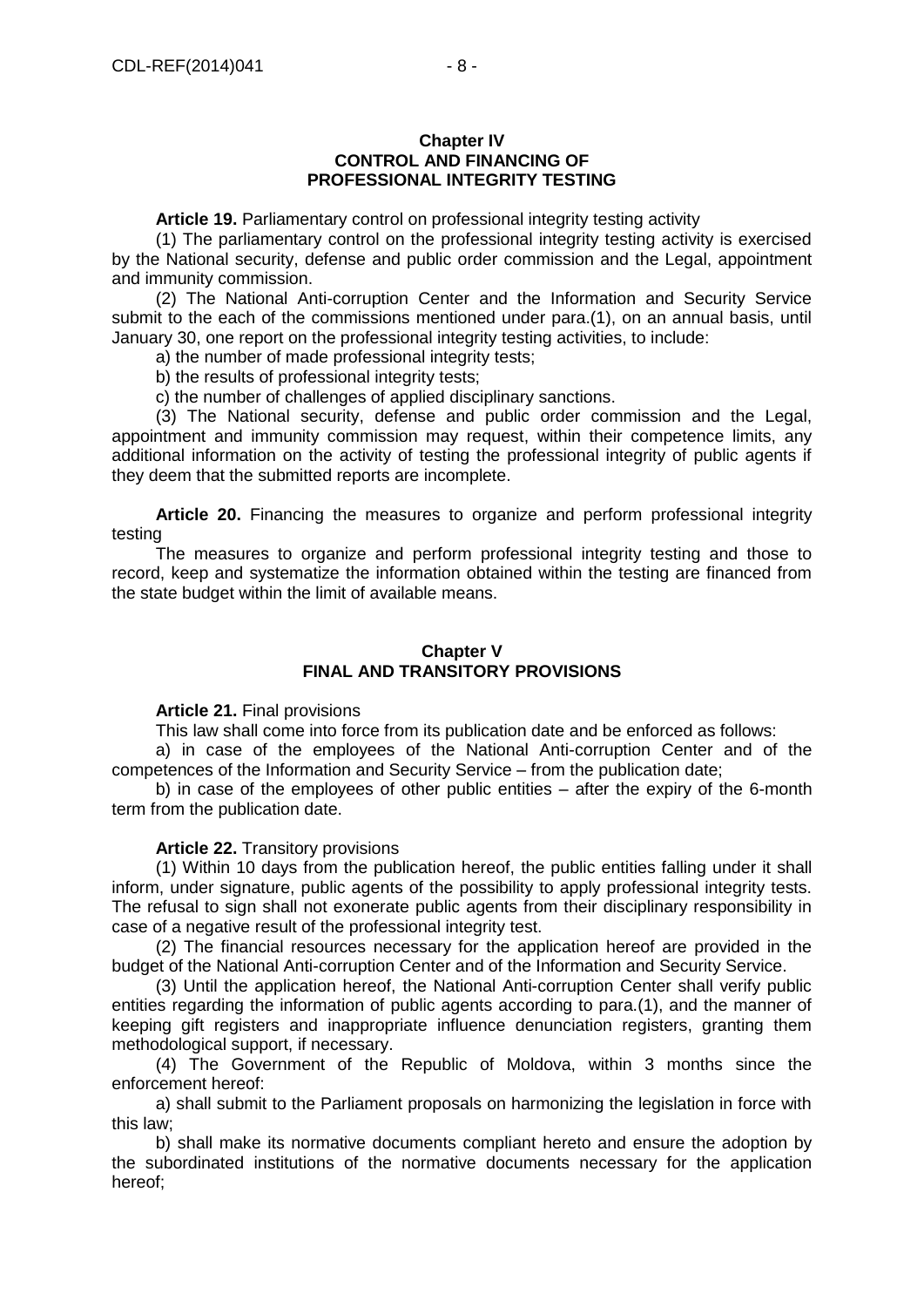## Chapter IV
## CONTROL AND FINANCING OF PROFESSIONAL INTEGRITY TESTING

**Article 19.** Parliamentary control on professional integrity testing activity

(1) The parliamentary control on the professional integrity testing activity is exercised by the National security, defense and public order commission and the Legal, appointment and immunity commission.

(2) The National Anti-corruption Center and the Information and Security Service submit to the each of the commissions mentioned under para.(1), on an annual basis, until January 30, one report on the professional integrity testing activities, to include:

a) the number of made professional integrity tests;

b) the results of professional integrity tests;

c) the number of challenges of applied disciplinary sanctions.

(3) The National security, defense and public order commission and the Legal, appointment and immunity commission may request, within their competence limits, any additional information on the activity of testing the professional integrity of public agents if they deem that the submitted reports are incomplete.

**Article 20.** Financing the measures to organize and perform professional integrity testing

The measures to organize and perform professional integrity testing and those to record, keep and systematize the information obtained within the testing are financed from the state budget within the limit of available means.

## Chapter V
## FINAL AND TRANSITORY PROVISIONS

**Article 21.** Final provisions

This law shall come into force from its publication date and be enforced as follows:

a) in case of the employees of the National Anti-corruption Center and of the competences of the Information and Security Service – from the publication date;

b) in case of the employees of other public entities – after the expiry of the 6-month term from the publication date.

**Article 22.** Transitory provisions

(1) Within 10 days from the publication hereof, the public entities falling under it shall inform, under signature, public agents of the possibility to apply professional integrity tests. The refusal to sign shall not exonerate public agents from their disciplinary responsibility in case of a negative result of the professional integrity test.

(2) The financial resources necessary for the application hereof are provided in the budget of the National Anti-corruption Center and of the Information and Security Service.

(3) Until the application hereof, the National Anti-corruption Center shall verify public entities regarding the information of public agents according to para.(1), and the manner of keeping gift registers and inappropriate influence denunciation registers, granting them methodological support, if necessary.

(4) The Government of the Republic of Moldova, within 3 months since the enforcement hereof:

a) shall submit to the Parliament proposals on harmonizing the legislation in force with this law;

b) shall make its normative documents compliant hereto and ensure the adoption by the subordinated institutions of the normative documents necessary for the application hereof;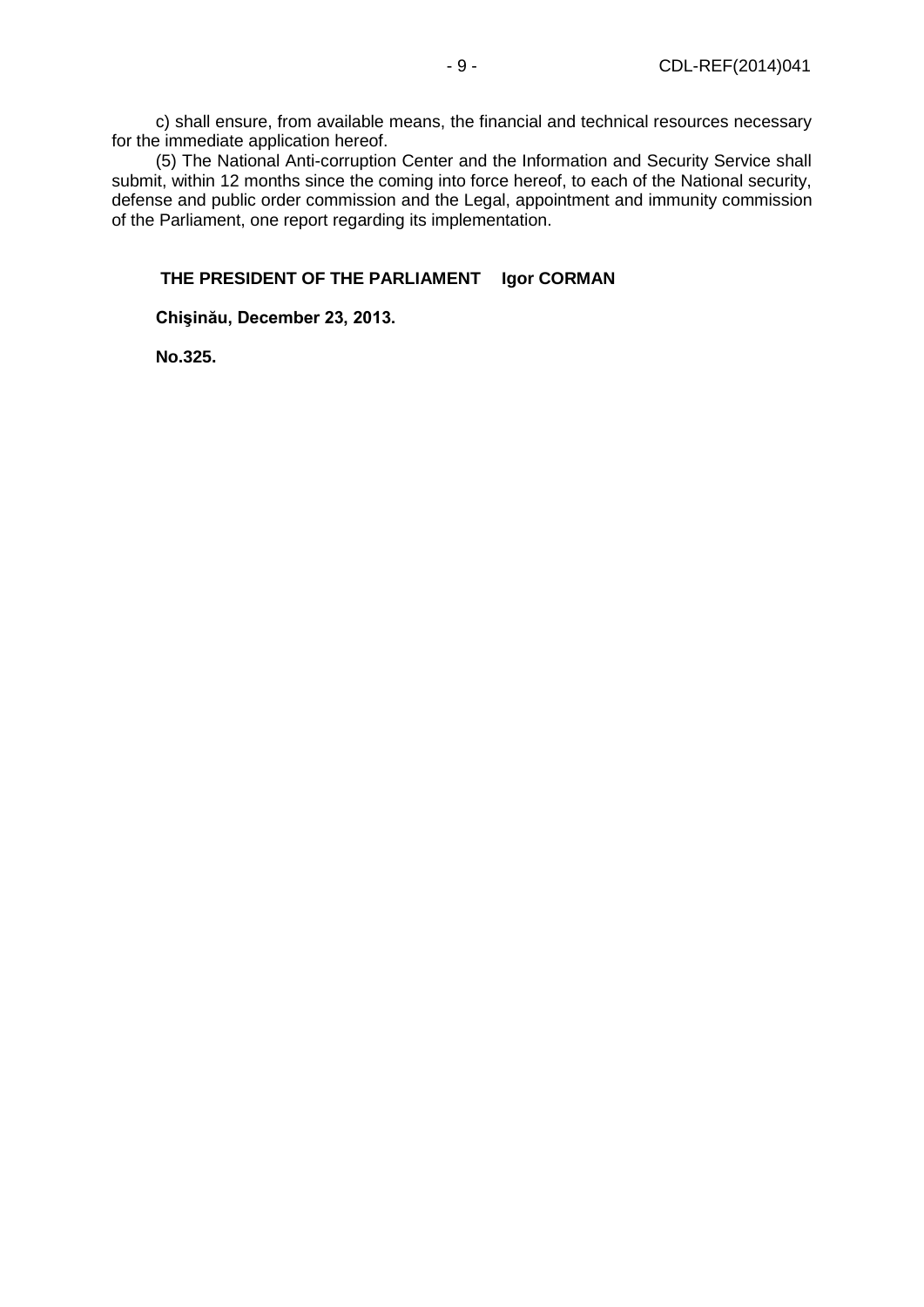c) shall ensure, from available means, the financial and technical resources necessary for the immediate application hereof.

(5) The National Anti-corruption Center and the Information and Security Service shall submit, within 12 months since the coming into force hereof, to each of the National security, defense and public order commission and the Legal, appointment and immunity commission of the Parliament, one report regarding its implementation.

**THE PRESIDENT OF THE PARLIAMENT Igor CORMAN**

**Chişinău, December 23, 2013.**

**No.325.**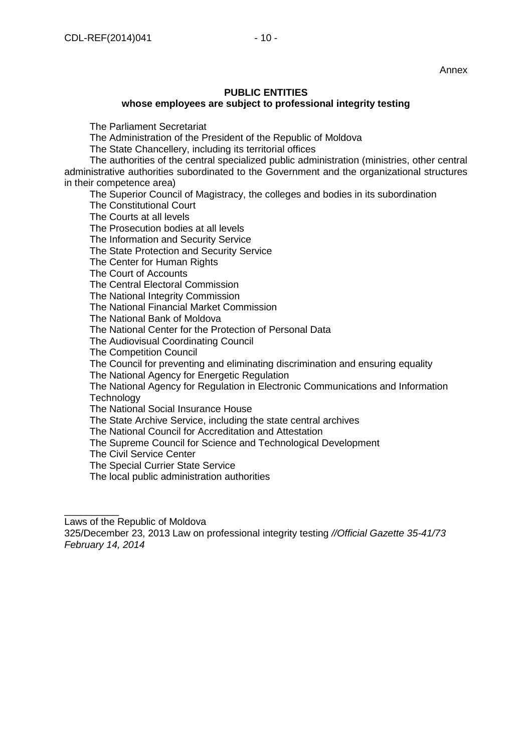Annex

**PUBLIC ENTITIES**
**whose employees are subject to professional integrity testing**

The Parliament Secretariat

The Administration of the President of the Republic of Moldova

The State Chancellery, including its territorial offices

The authorities of the central specialized public administration (ministries, other central administrative authorities subordinated to the Government and the organizational structures in their competence area)

The Superior Council of Magistracy, the colleges and bodies in its subordination

The Constitutional Court

The Courts at all levels

The Prosecution bodies at all levels

The Information and Security Service

The State Protection and Security Service

The Center for Human Rights

The Court of Accounts

The Central Electoral Commission

The National Integrity Commission

The National Financial Market Commission

The National Bank of Moldova

The National Center for the Protection of Personal Data

The Audiovisual Coordinating Council

The Competition Council

The Council for preventing and eliminating discrimination and ensuring equality

The National Agency for Energetic Regulation

The National Agency for Regulation in Electronic Communications and Information Technology

The National Social Insurance House

The State Archive Service, including the state central archives

The National Council for Accreditation and Attestation

The Supreme Council for Science and Technological Development

The Civil Service Center

The Special Currier State Service

The local public administration authorities

__________

Laws of the Republic of Moldova

325/December 23, 2013 Law on professional integrity testing *//Official Gazette 35-41/73 February 14, 2014*